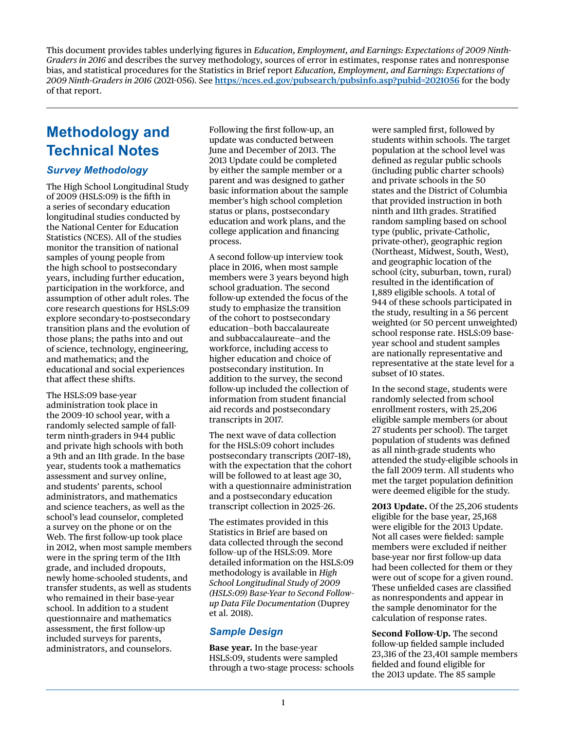This document provides tables underlying figures in *Education, Employment, and Earnings: Expectations of 2009 Ninth-Graders in 2016* and describes the survey methodology, sources of error in estimates, response rates and nonresponse bias, and statistical procedures for the Statistics in Brief report *Education, Employment, and Earnings: Expectations of 2009 Ninth-Graders in 2016* (2021-056). See **https//nces.ed.gov/pubsearch/pubsinfo.asp?pubid=2021056** for the body of that report.

# Methodology and Technical Notes

## *Survey Methodology*

The High School Longitudinal Study of 2009 (HSLS:09) is the fifth in a series of secondary education longitudinal studies conducted by the National Center for Education Statistics (NCES). All of the studies monitor the transition of national samples of young people from the high school to postsecondary years, including further education, participation in the workforce, and assumption of other adult roles. The core research questions for HSLS:09 explore secondary-to-postsecondary transition plans and the evolution of those plans; the paths into and out of science, technology, engineering, and mathematics; and the educational and social experiences that affect these shifts.

The HSLS:09 base-year administration took place in the 2009–10 school year, with a randomly selected sample of fall-term ninth-graders in 944 public and private high schools with both a 9th and an 11th grade. In the base year, students took a mathematics assessment and survey online, and students' parents, school administrators, and mathematics and science teachers, as well as the school's lead counselor, completed a survey on the phone or on the Web. The first follow-up took place in 2012, when most sample members were in the spring term of the 11th grade, and included dropouts, newly home-schooled students, and transfer students, as well as students who remained in their base-year school. In addition to a student questionnaire and mathematics assessment, the first follow-up included surveys for parents, administrators, and counselors.

Following the first follow-up, an update was conducted between June and December of 2013. The 2013 Update could be completed by either the sample member or a parent and was designed to gather basic information about the sample member's high school completion status or plans, postsecondary education and work plans, and the college application and financing process.

A second follow-up interview took place in 2016, when most sample members were 3 years beyond high school graduation. The second follow-up extended the focus of the study to emphasize the transition of the cohort to postsecondary education—both baccalaureate and subbaccalaureate—and the workforce, including access to higher education and choice of postsecondary institution. In addition to the survey, the second follow-up included the collection of information from student financial aid records and postsecondary transcripts in 2017.

The next wave of data collection for the HSLS:09 cohort includes postsecondary transcripts (2017–18), with the expectation that the cohort will be followed to at least age 30, with a questionnaire administration and a postsecondary education transcript collection in 2025–26.

The estimates provided in this Statistics in Brief are based on data collected through the second follow-up of the HSLS:09. More detailed information on the HSLS:09 methodology is available in *High School Longitudinal Study of 2009 (HSLS:09) Base-Year to Second Follow-up Data File Documentation* (Duprey et al. 2018).

## *Sample Design*

**Base year.** In the base-year HSLS:09, students were sampled through a two-stage process: schools were sampled first, followed by students within schools. The target population at the school level was defined as regular public schools (including public charter schools) and private schools in the 50 states and the District of Columbia that provided instruction in both ninth and 11th grades. Stratified random sampling based on school type (public, private-Catholic, private-other), geographic region (Northeast, Midwest, South, West), and geographic location of the school (city, suburban, town, rural) resulted in the identification of 1,889 eligible schools. A total of 944 of these schools participated in the study, resulting in a 56 percent weighted (or 50 percent unweighted) school response rate. HSLS:09 base-year school and student samples are nationally representative and representative at the state level for a subset of 10 states.

In the second stage, students were randomly selected from school enrollment rosters, with 25,206 eligible sample members (or about 27 students per school). The target population of students was defined as all ninth-grade students who attended the study-eligible schools in the fall 2009 term. All students who met the target population definition were deemed eligible for the study.

**2013 Update.** Of the 25,206 students eligible for the base year, 25,168 were eligible for the 2013 Update. Not all cases were fielded: sample members were excluded if neither base-year nor first follow-up data had been collected for them or they were out of scope for a given round. These unfielded cases are classified as nonrespondents and appear in the sample denominator for the calculation of response rates.

**Second Follow-Up.** The second follow-up fielded sample included 23,316 of the 23,401 sample members fielded and found eligible for the 2013 update. The 85 sample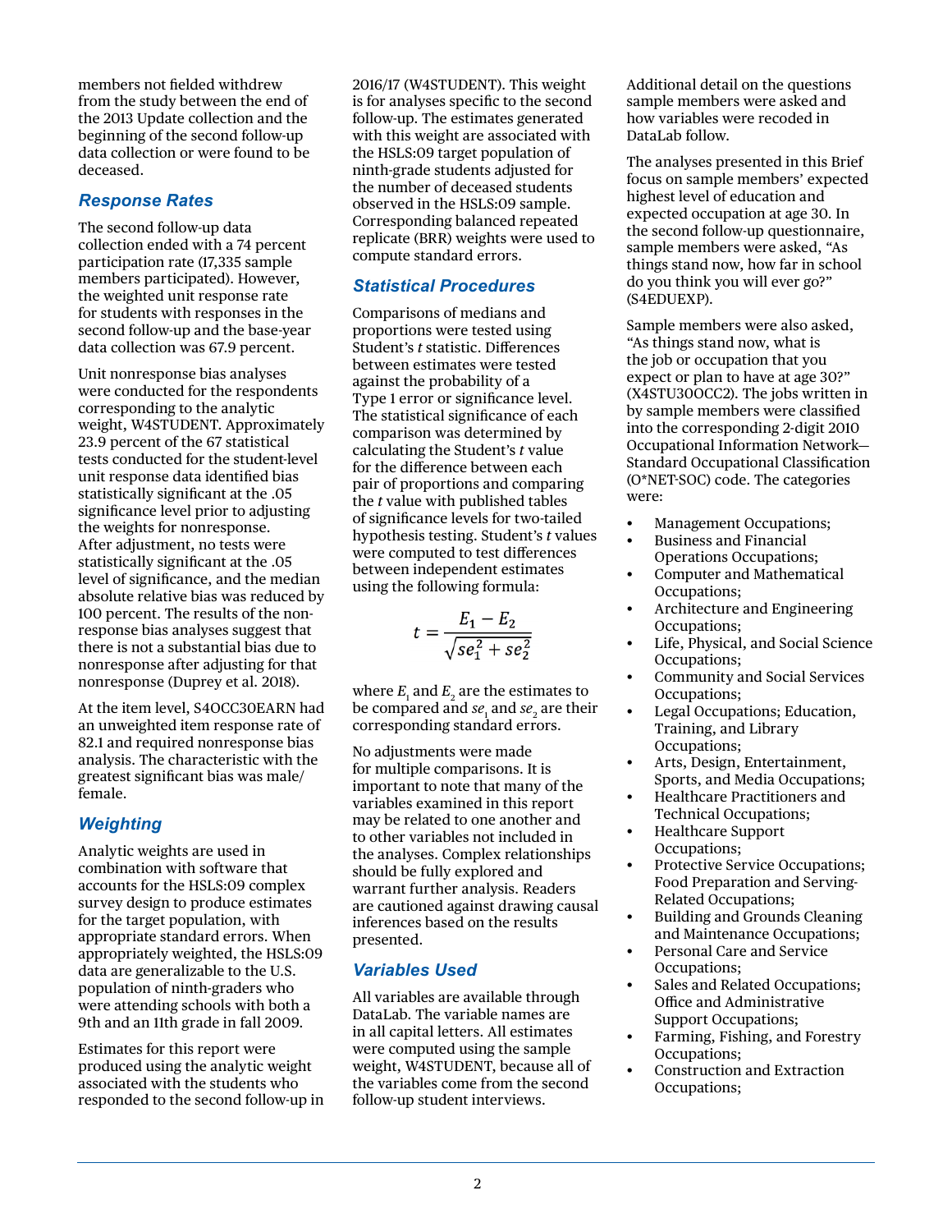members not fielded withdrew from the study between the end of the 2013 Update collection and the beginning of the second follow-up data collection or were found to be deceased.

## Response Rates

The second follow-up data collection ended with a 74 percent participation rate (17,335 sample members participated). However, the weighted unit response rate for students with responses in the second follow-up and the base-year data collection was 67.9 percent.

Unit nonresponse bias analyses were conducted for the respondents corresponding to the analytic weight, W4STUDENT. Approximately 23.9 percent of the 67 statistical tests conducted for the student-level unit response data identified bias statistically significant at the .05 significance level prior to adjusting the weights for nonresponse. After adjustment, no tests were statistically significant at the .05 level of significance, and the median absolute relative bias was reduced by 100 percent. The results of the non-response bias analyses suggest that there is not a substantial bias due to nonresponse after adjusting for that nonresponse (Duprey et al. 2018).

At the item level, S4OCC30EARN had an unweighted item response rate of 82.1 and required nonresponse bias analysis. The characteristic with the greatest significant bias was male/female.

## Weighting

Analytic weights are used in combination with software that accounts for the HSLS:09 complex survey design to produce estimates for the target population, with appropriate standard errors. When appropriately weighted, the HSLS:09 data are generalizable to the U.S. population of ninth-graders who were attending schools with both a 9th and an 11th grade in fall 2009.

Estimates for this report were produced using the analytic weight associated with the students who responded to the second follow-up in 2016/17 (W4STUDENT). This weight is for analyses specific to the second follow-up. The estimates generated with this weight are associated with the HSLS:09 target population of ninth-grade students adjusted for the number of deceased students observed in the HSLS:09 sample. Corresponding balanced repeated replicate (BRR) weights were used to compute standard errors.

## Statistical Procedures

Comparisons of medians and proportions were tested using Student's *t* statistic. Differences between estimates were tested against the probability of a Type 1 error or significance level. The statistical significance of each comparison was determined by calculating the Student's *t* value for the difference between each pair of proportions and comparing the *t* value with published tables of significance levels for two-tailed hypothesis testing. Student's *t* values were computed to test differences between independent estimates using the following formula:

$$t = \frac{E_1 - E_2}{\sqrt{se_1^2 + se_2^2}}$$

where $E_1$ and $E_2$ are the estimates to be compared and $se_1$ and $se_2$ are their corresponding standard errors.

No adjustments were made for multiple comparisons. It is important to note that many of the variables examined in this report may be related to one another and to other variables not included in the analyses. Complex relationships should be fully explored and warrant further analysis. Readers are cautioned against drawing causal inferences based on the results presented.

## Variables Used

All variables are available through DataLab. The variable names are in all capital letters. All estimates were computed using the sample weight, W4STUDENT, because all of the variables come from the second follow-up student interviews. Additional detail on the questions sample members were asked and how variables were recoded in DataLab follow.

The analyses presented in this Brief focus on sample members' expected highest level of education and expected occupation at age 30. In the second follow-up questionnaire, sample members were asked, "As things stand now, how far in school do you think you will ever go?" (S4EDUEXP).

Sample members were also asked, "As things stand now, what is the job or occupation that you expect or plan to have at age 30?" (X4STU30OCC2). The jobs written in by sample members were classified into the corresponding 2-digit 2010 Occupational Information Network—Standard Occupational Classification (O*NET-SOC) code. The categories were:

- Management Occupations;
- Business and Financial Operations Occupations;
- Computer and Mathematical Occupations;
- Architecture and Engineering Occupations;
- Life, Physical, and Social Science Occupations;
- Community and Social Services Occupations;
- Legal Occupations; Education, Training, and Library Occupations;
- Arts, Design, Entertainment, Sports, and Media Occupations;
- Healthcare Practitioners and Technical Occupations;
- Healthcare Support Occupations;
- Protective Service Occupations; Food Preparation and Serving-Related Occupations;
- Building and Grounds Cleaning and Maintenance Occupations;
- Personal Care and Service Occupations;
- Sales and Related Occupations; Office and Administrative Support Occupations;
- Farming, Fishing, and Forestry Occupations;
- Construction and Extraction Occupations;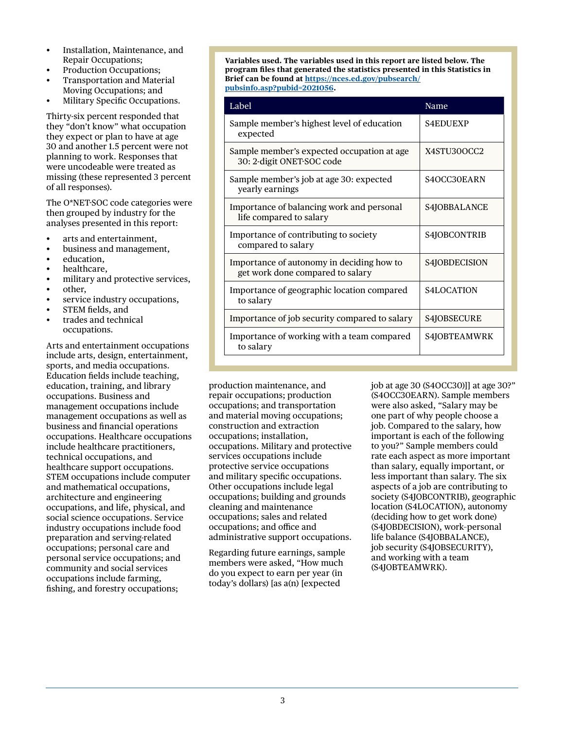- Installation, Maintenance, and Repair Occupations;
- Production Occupations;
- Transportation and Material Moving Occupations; and
- Military Specific Occupations.

Thirty-six percent responded that they "don't know" what occupation they expect or plan to have at age 30 and another 1.5 percent were not planning to work. Responses that were uncodeable were treated as missing (these represented 3 percent of all responses).

The O*NET-SOC code categories were then grouped by industry for the analyses presented in this report:

- arts and entertainment,
- business and management,
- education,
- healthcare,
- military and protective services,
- other,
- service industry occupations,
- STEM fields, and
- trades and technical occupations.

Arts and entertainment occupations include arts, design, entertainment, sports, and media occupations. Education fields include teaching, education, training, and library occupations. Business and management occupations include management occupations as well as business and financial operations occupations. Healthcare occupations include healthcare practitioners, technical occupations, and healthcare support occupations. STEM occupations include computer and mathematical occupations, architecture and engineering occupations, and life, physical, and social science occupations. Service industry occupations include food preparation and serving-related occupations; personal care and personal service occupations; and community and social services occupations include farming, fishing, and forestry occupations; production maintenance, and repair occupations; production occupations; and transportation and material moving occupations; construction and extraction occupations; installation, occupations. Military and protective services occupations include protective service occupations and military specific occupations. Other occupations include legal occupations; building and grounds cleaning and maintenance occupations; sales and related occupations; and office and administrative support occupations.

Regarding future earnings, sample members were asked, "How much do you expect to earn per year (in today's dollars) [as a(n) [expected job at age 30 (S4OCC30)]] at age 30?" (S4OCC30EARN). Sample members were also asked, "Salary may be one part of why people choose a job. Compared to the salary, how important is each of the following to you?" Sample members could rate each aspect as more important than salary, equally important, or less important than salary. The six aspects of a job are contributing to society (S4JOBCONTRIB), geographic location (S4LOCATION), autonomy (deciding how to get work done) (S4JOBDECISION), work-personal life balance (S4JOBBALANCE), job security (S4JOBSECURITY), and working with a team (S4JOBTEAMWRK).

**Variables used. The variables used in this report are listed below. The program files that generated the statistics presented in this Statistics in Brief can be found at [https://nces.ed.gov/pubsearch/pubsinfo.asp?pubid=2021056](https://nces.ed.gov/pubsearch/pubsinfo.asp?pubid=2021056).**

| Label | Name |
|---|---|
| Sample member's highest level of education expected | S4EDUEXP |
| Sample member's expected occupation at age 30: 2-digit ONET-SOC code | X4STU30OCC2 |
| Sample member's job at age 30: expected yearly earnings | S4OCC30EARN |
| Importance of balancing work and personal life compared to salary | S4JOBBALANCE |
| Importance of contributing to society compared to salary | S4JOBCONTRIB |
| Importance of autonomy in deciding how to get work done compared to salary | S4JOBDECISION |
| Importance of geographic location compared to salary | S4LOCATION |
| Importance of job security compared to salary | S4JOBSECURE |
| Importance of working with a team compared to salary | S4JOBTEAMWRK |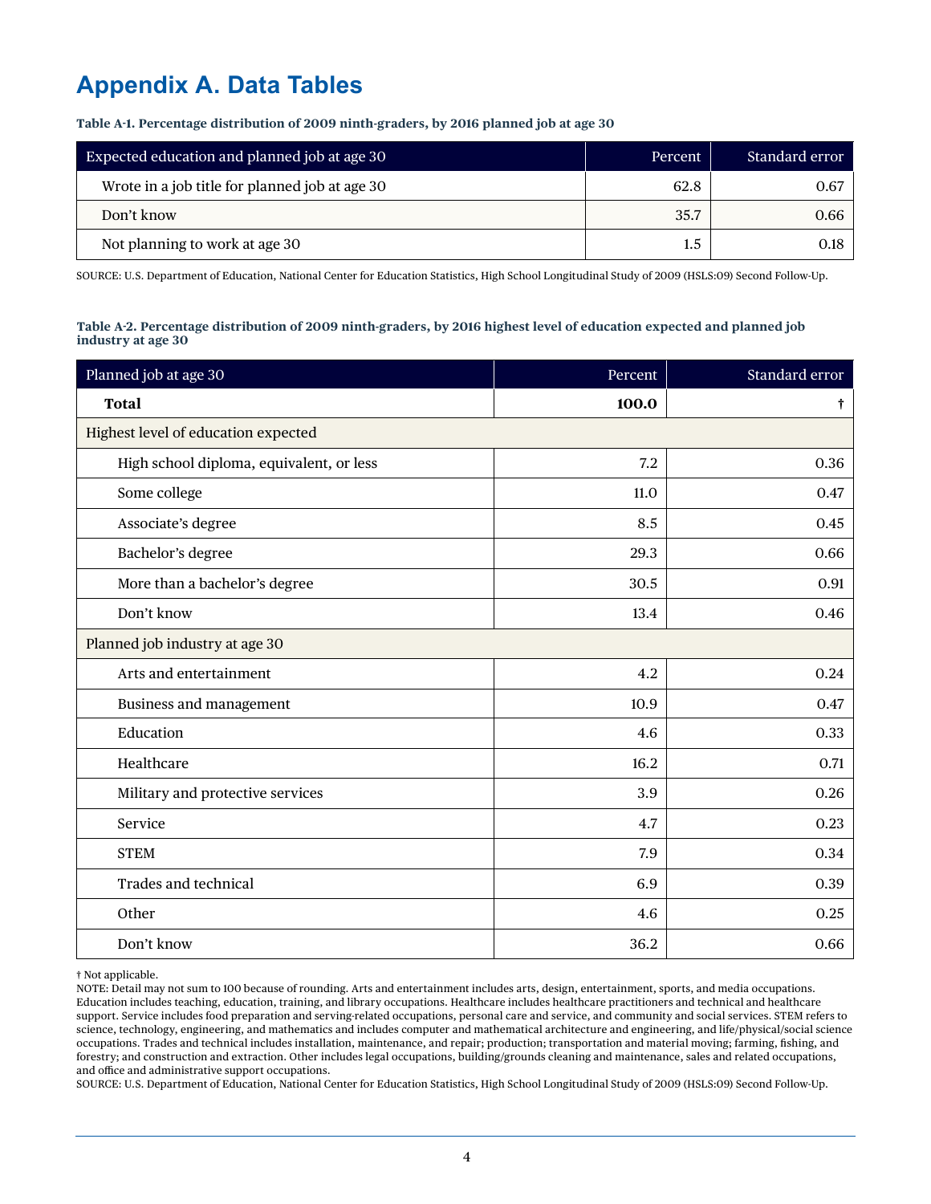# Appendix A. Data Tables

**Table A-1. Percentage distribution of 2009 ninth-graders, by 2016 planned job at age 30**

| Expected education and planned job at age 30 | Percent | Standard error |
|---|---|---|
| Wrote in a job title for planned job at age 30 | 62.8 | 0.67 |
| Don't know | 35.7 | 0.66 |
| Not planning to work at age 30 | 1.5 | 0.18 |

SOURCE: U.S. Department of Education, National Center for Education Statistics, High School Longitudinal Study of 2009 (HSLS:09) Second Follow-Up.

**Table A-2. Percentage distribution of 2009 ninth-graders, by 2016 highest level of education expected and planned job industry at age 30**

| Planned job at age 30 | Percent | Standard error |
|---|---|---|
| **Total** | **100.0** | † |
| Highest level of education expected | | |
| High school diploma, equivalent, or less | 7.2 | 0.36 |
| Some college | 11.0 | 0.47 |
| Associate's degree | 8.5 | 0.45 |
| Bachelor's degree | 29.3 | 0.66 |
| More than a bachelor's degree | 30.5 | 0.91 |
| Don't know | 13.4 | 0.46 |
| Planned job industry at age 30 | | |
| Arts and entertainment | 4.2 | 0.24 |
| Business and management | 10.9 | 0.47 |
| Education | 4.6 | 0.33 |
| Healthcare | 16.2 | 0.71 |
| Military and protective services | 3.9 | 0.26 |
| Service | 4.7 | 0.23 |
| STEM | 7.9 | 0.34 |
| Trades and technical | 6.9 | 0.39 |
| Other | 4.6 | 0.25 |
| Don't know | 36.2 | 0.66 |

† Not applicable.
NOTE: Detail may not sum to 100 because of rounding. Arts and entertainment includes arts, design, entertainment, sports, and media occupations. Education includes teaching, education, training, and library occupations. Healthcare includes healthcare practitioners and technical and healthcare support. Service includes food preparation and serving-related occupations, personal care and service, and community and social services. STEM refers to science, technology, engineering, and mathematics and includes computer and mathematical architecture and engineering, and life/physical/social science occupations. Trades and technical includes installation, maintenance, and repair; production; transportation and material moving; farming, fishing, and forestry; and construction and extraction. Other includes legal occupations, building/grounds cleaning and maintenance, sales and related occupations, and office and administrative support occupations.
SOURCE: U.S. Department of Education, National Center for Education Statistics, High School Longitudinal Study of 2009 (HSLS:09) Second Follow-Up.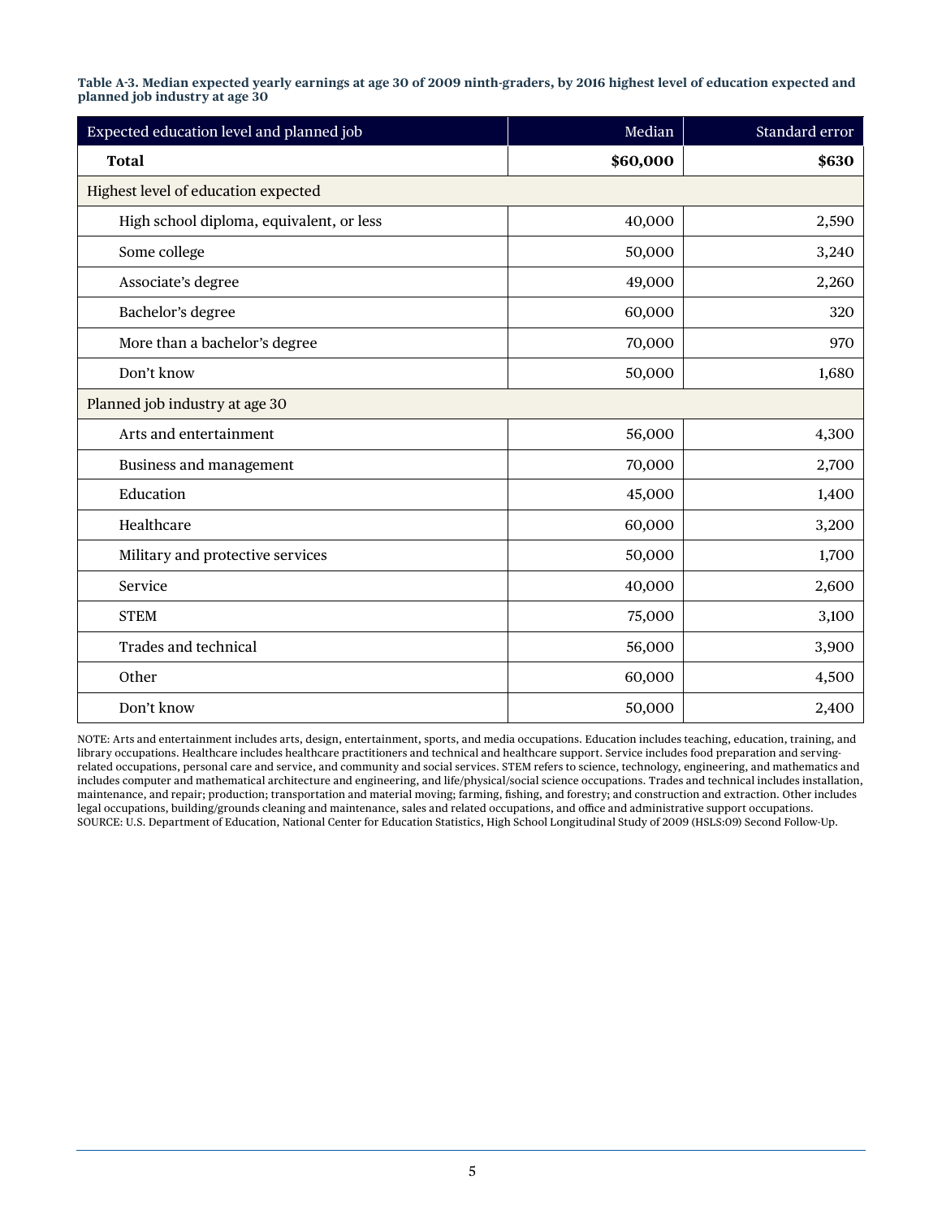**Table A-3. Median expected yearly earnings at age 30 of 2009 ninth-graders, by 2016 highest level of education expected and planned job industry at age 30**

| Expected education level and planned job | Median | Standard error |
|---|---|---|
| **Total** | **$60,000** | **$630** |
| Highest level of education expected | | |
| High school diploma, equivalent, or less | 40,000 | 2,590 |
| Some college | 50,000 | 3,240 |
| Associate's degree | 49,000 | 2,260 |
| Bachelor's degree | 60,000 | 320 |
| More than a bachelor's degree | 70,000 | 970 |
| Don't know | 50,000 | 1,680 |
| Planned job industry at age 30 | | |
| Arts and entertainment | 56,000 | 4,300 |
| Business and management | 70,000 | 2,700 |
| Education | 45,000 | 1,400 |
| Healthcare | 60,000 | 3,200 |
| Military and protective services | 50,000 | 1,700 |
| Service | 40,000 | 2,600 |
| STEM | 75,000 | 3,100 |
| Trades and technical | 56,000 | 3,900 |
| Other | 60,000 | 4,500 |
| Don't know | 50,000 | 2,400 |

NOTE: Arts and entertainment includes arts, design, entertainment, sports, and media occupations. Education includes teaching, education, training, and library occupations. Healthcare includes healthcare practitioners and technical and healthcare support. Service includes food preparation and serving-related occupations, personal care and service, and community and social services. STEM refers to science, technology, engineering, and mathematics and includes computer and mathematical architecture and engineering, and life/physical/social science occupations. Trades and technical includes installation, maintenance, and repair; production; transportation and material moving; farming, fishing, and forestry; and construction and extraction. Other includes legal occupations, building/grounds cleaning and maintenance, sales and related occupations, and office and administrative support occupations.
SOURCE: U.S. Department of Education, National Center for Education Statistics, High School Longitudinal Study of 2009 (HSLS:09) Second Follow-Up.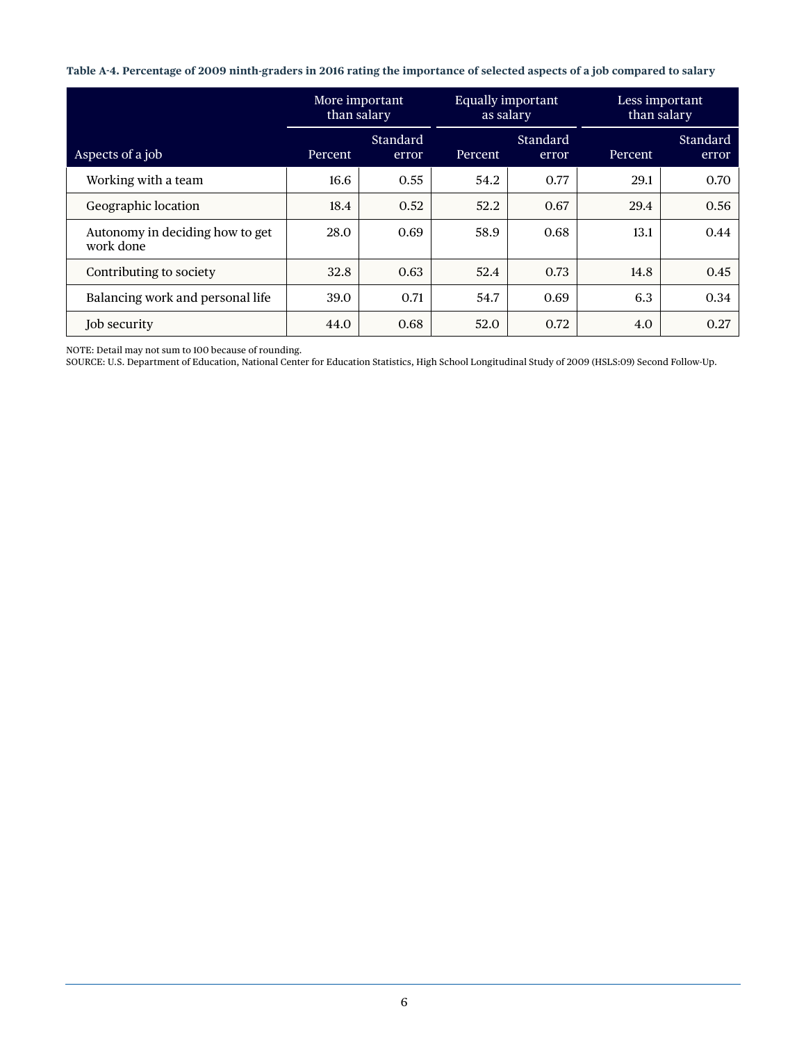**Table A-4. Percentage of 2009 ninth-graders in 2016 rating the importance of selected aspects of a job compared to salary**

| | More important than salary | | Equally important as salary | | Less important than salary | |
|---|---|---|---|---|---|---|
| Aspects of a job | Percent | Standard error | Percent | Standard error | Percent | Standard error |
| Working with a team | 16.6 | 0.55 | 54.2 | 0.77 | 29.1 | 0.70 |
| Geographic location | 18.4 | 0.52 | 52.2 | 0.67 | 29.4 | 0.56 |
| Autonomy in deciding how to get work done | 28.0 | 0.69 | 58.9 | 0.68 | 13.1 | 0.44 |
| Contributing to society | 32.8 | 0.63 | 52.4 | 0.73 | 14.8 | 0.45 |
| Balancing work and personal life | 39.0 | 0.71 | 54.7 | 0.69 | 6.3 | 0.34 |
| Job security | 44.0 | 0.68 | 52.0 | 0.72 | 4.0 | 0.27 |

NOTE: Detail may not sum to 100 because of rounding.
SOURCE: U.S. Department of Education, National Center for Education Statistics, High School Longitudinal Study of 2009 (HSLS:09) Second Follow-Up.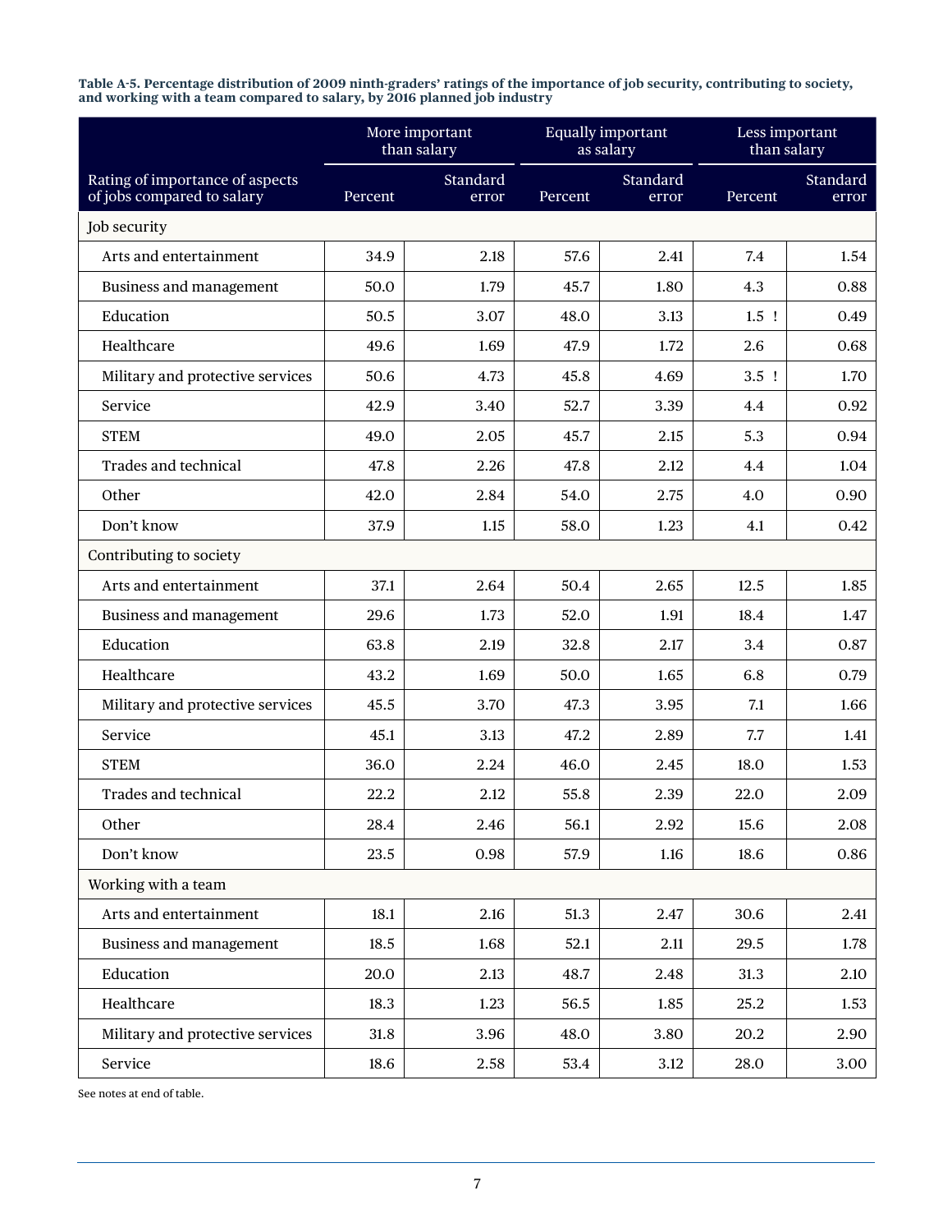**Table A-5. Percentage distribution of 2009 ninth-graders' ratings of the importance of job security, contributing to society, and working with a team compared to salary, by 2016 planned job industry**

| Rating of importance of aspects of jobs compared to salary | More important than salary | | Equally important as salary | | Less important than salary | |
|---|---|---|---|---|---|---|
| | Percent | Standard error | Percent | Standard error | Percent | Standard error |
| **Job security** | | | | | | |
| Arts and entertainment | 34.9 | 2.18 | 57.6 | 2.41 | 7.4 | 1.54 |
| Business and management | 50.0 | 1.79 | 45.7 | 1.80 | 4.3 | 0.88 |
| Education | 50.5 | 3.07 | 48.0 | 3.13 | 1.5 ! | 0.49 |
| Healthcare | 49.6 | 1.69 | 47.9 | 1.72 | 2.6 | 0.68 |
| Military and protective services | 50.6 | 4.73 | 45.8 | 4.69 | 3.5 ! | 1.70 |
| Service | 42.9 | 3.40 | 52.7 | 3.39 | 4.4 | 0.92 |
| STEM | 49.0 | 2.05 | 45.7 | 2.15 | 5.3 | 0.94 |
| Trades and technical | 47.8 | 2.26 | 47.8 | 2.12 | 4.4 | 1.04 |
| Other | 42.0 | 2.84 | 54.0 | 2.75 | 4.0 | 0.90 |
| Don't know | 37.9 | 1.15 | 58.0 | 1.23 | 4.1 | 0.42 |
| **Contributing to society** | | | | | | |
| Arts and entertainment | 37.1 | 2.64 | 50.4 | 2.65 | 12.5 | 1.85 |
| Business and management | 29.6 | 1.73 | 52.0 | 1.91 | 18.4 | 1.47 |
| Education | 63.8 | 2.19 | 32.8 | 2.17 | 3.4 | 0.87 |
| Healthcare | 43.2 | 1.69 | 50.0 | 1.65 | 6.8 | 0.79 |
| Military and protective services | 45.5 | 3.70 | 47.3 | 3.95 | 7.1 | 1.66 |
| Service | 45.1 | 3.13 | 47.2 | 2.89 | 7.7 | 1.41 |
| STEM | 36.0 | 2.24 | 46.0 | 2.45 | 18.0 | 1.53 |
| Trades and technical | 22.2 | 2.12 | 55.8 | 2.39 | 22.0 | 2.09 |
| Other | 28.4 | 2.46 | 56.1 | 2.92 | 15.6 | 2.08 |
| Don't know | 23.5 | 0.98 | 57.9 | 1.16 | 18.6 | 0.86 |
| **Working with a team** | | | | | | |
| Arts and entertainment | 18.1 | 2.16 | 51.3 | 2.47 | 30.6 | 2.41 |
| Business and management | 18.5 | 1.68 | 52.1 | 2.11 | 29.5 | 1.78 |
| Education | 20.0 | 2.13 | 48.7 | 2.48 | 31.3 | 2.10 |
| Healthcare | 18.3 | 1.23 | 56.5 | 1.85 | 25.2 | 1.53 |
| Military and protective services | 31.8 | 3.96 | 48.0 | 3.80 | 20.2 | 2.90 |
| Service | 18.6 | 2.58 | 53.4 | 3.12 | 28.0 | 3.00 |

See notes at end of table.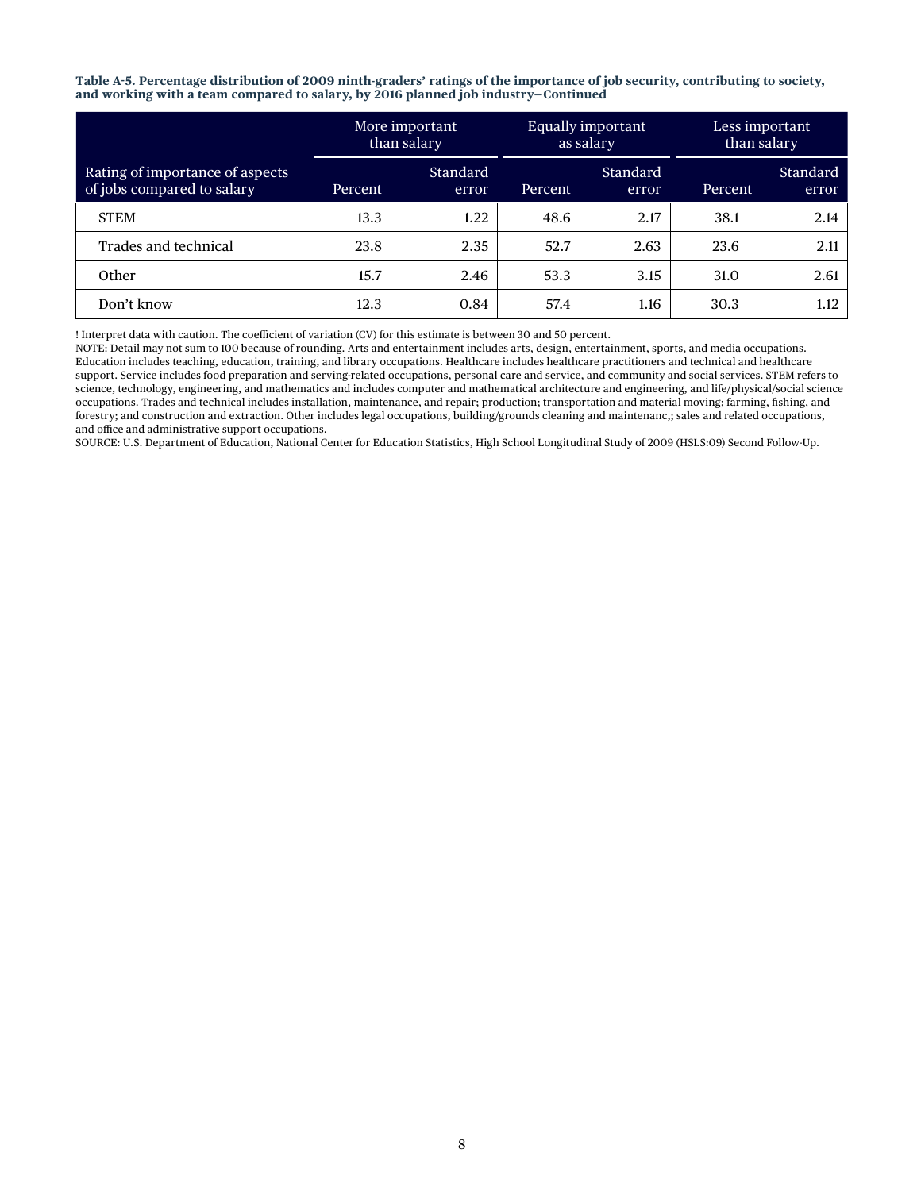**Table A-5. Percentage distribution of 2009 ninth-graders' ratings of the importance of job security, contributing to society, and working with a team compared to salary, by 2016 planned job industry—Continued**

| | More important than salary | | Equally important as salary | | Less important than salary | |
|---|---|---|---|---|---|---|
| Rating of importance of aspects of jobs compared to salary | Percent | Standard error | Percent | Standard error | Percent | Standard error |
| STEM | 13.3 | 1.22 | 48.6 | 2.17 | 38.1 | 2.14 |
| Trades and technical | 23.8 | 2.35 | 52.7 | 2.63 | 23.6 | 2.11 |
| Other | 15.7 | 2.46 | 53.3 | 3.15 | 31.0 | 2.61 |
| Don't know | 12.3 | 0.84 | 57.4 | 1.16 | 30.3 | 1.12 |

! Interpret data with caution. The coefficient of variation (CV) for this estimate is between 30 and 50 percent.
NOTE: Detail may not sum to 100 because of rounding. Arts and entertainment includes arts, design, entertainment, sports, and media occupations. Education includes teaching, education, training, and library occupations. Healthcare includes healthcare practitioners and technical and healthcare support. Service includes food preparation and serving-related occupations, personal care and service, and community and social services. STEM refers to science, technology, engineering, and mathematics and includes computer and mathematical architecture and engineering, and life/physical/social science occupations. Trades and technical includes installation, maintenance, and repair; production; transportation and material moving; farming, fishing, and forestry; and construction and extraction. Other includes legal occupations, building/grounds cleaning and maintenanc,; sales and related occupations, and office and administrative support occupations.
SOURCE: U.S. Department of Education, National Center for Education Statistics, High School Longitudinal Study of 2009 (HSLS:09) Second Follow-Up.